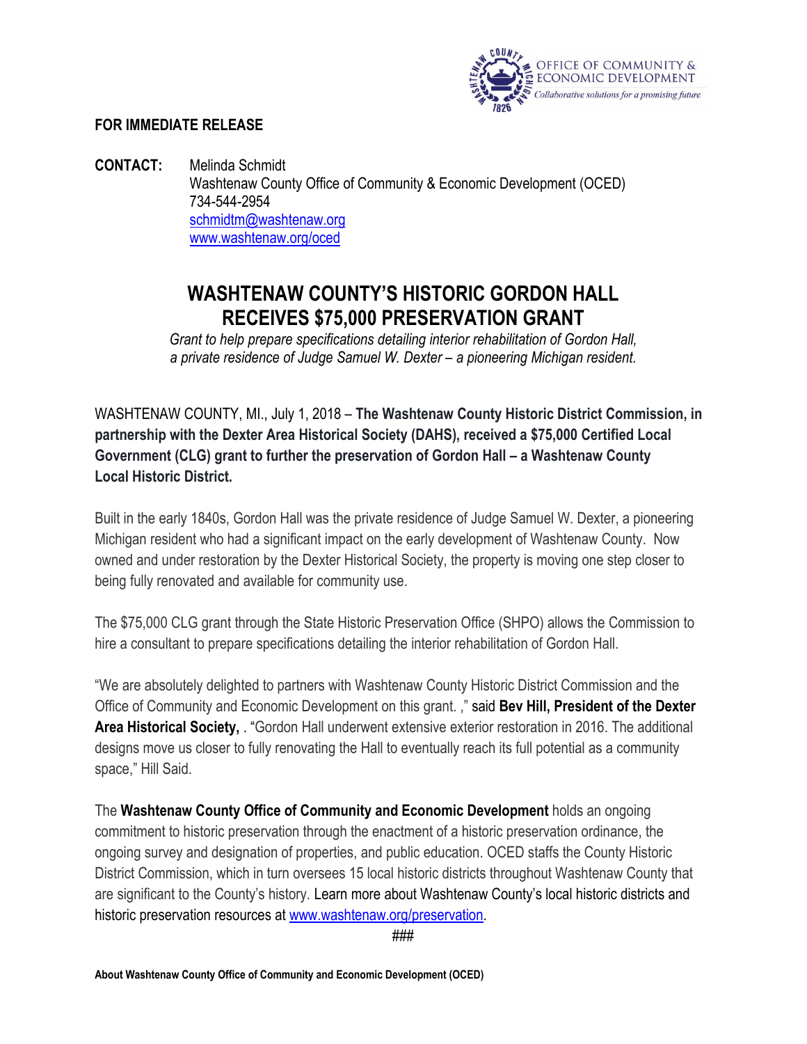OFFICE OF COMMUNITY & ECONOMIC DEVELOPMENT
*Collaborative solutions for a promising future*

**FOR IMMEDIATE RELEASE**

**CONTACT:** Melinda Schmidt
Washtenaw County Office of Community & Economic Development (OCED)
734-544-2954
schmidtm@washtenaw.org
www.washtenaw.org/oced

# WASHTENAW COUNTY'S HISTORIC GORDON HALL RECEIVES $75,000 PRESERVATION GRANT

*Grant to help prepare specifications detailing interior rehabilitation of Gordon Hall, a private residence of Judge Samuel W. Dexter – a pioneering Michigan resident.*

WASHTENAW COUNTY, MI., July 1, 2018 – **The Washtenaw County Historic District Commission, in partnership with the Dexter Area Historical Society (DAHS), received a $75,000 Certified Local Government (CLG) grant to further the preservation of Gordon Hall – a Washtenaw County Local Historic District.**

Built in the early 1840s, Gordon Hall was the private residence of Judge Samuel W. Dexter, a pioneering Michigan resident who had a significant impact on the early development of Washtenaw County. Now owned and under restoration by the Dexter Historical Society, the property is moving one step closer to being fully renovated and available for community use.

The $75,000 CLG grant through the State Historic Preservation Office (SHPO) allows the Commission to hire a consultant to prepare specifications detailing the interior rehabilitation of Gordon Hall.

"We are absolutely delighted to partners with Washtenaw County Historic District Commission and the Office of Community and Economic Development on this grant. ," said **Bev Hill, President of the Dexter Area Historical Society,** . "Gordon Hall underwent extensive exterior restoration in 2016. The additional designs move us closer to fully renovating the Hall to eventually reach its full potential as a community space," Hill Said.

The **Washtenaw County Office of Community and Economic Development** holds an ongoing commitment to historic preservation through the enactment of a historic preservation ordinance, the ongoing survey and designation of properties, and public education. OCED staffs the County Historic District Commission, which in turn oversees 15 local historic districts throughout Washtenaw County that are significant to the County's history. Learn more about Washtenaw County's local historic districts and historic preservation resources at www.washtenaw.org/preservation.

###

**About Washtenaw County Office of Community and Economic Development (OCED)**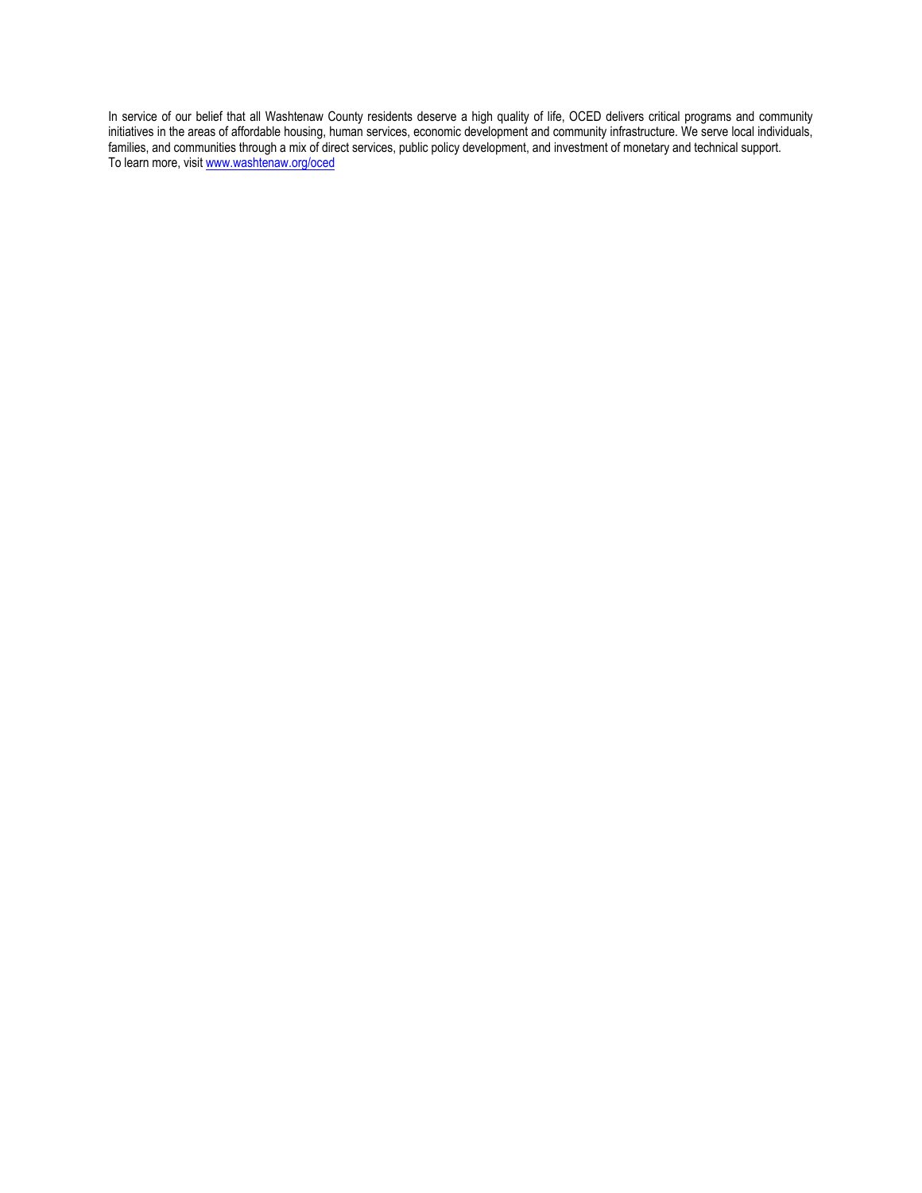In service of our belief that all Washtenaw County residents deserve a high quality of life, OCED delivers critical programs and community initiatives in the areas of affordable housing, human services, economic development and community infrastructure. We serve local individuals, families, and communities through a mix of direct services, public policy development, and investment of monetary and technical support.
To learn more, visit [www.washtenaw.org/oced](http://www.washtenaw.org/oced)